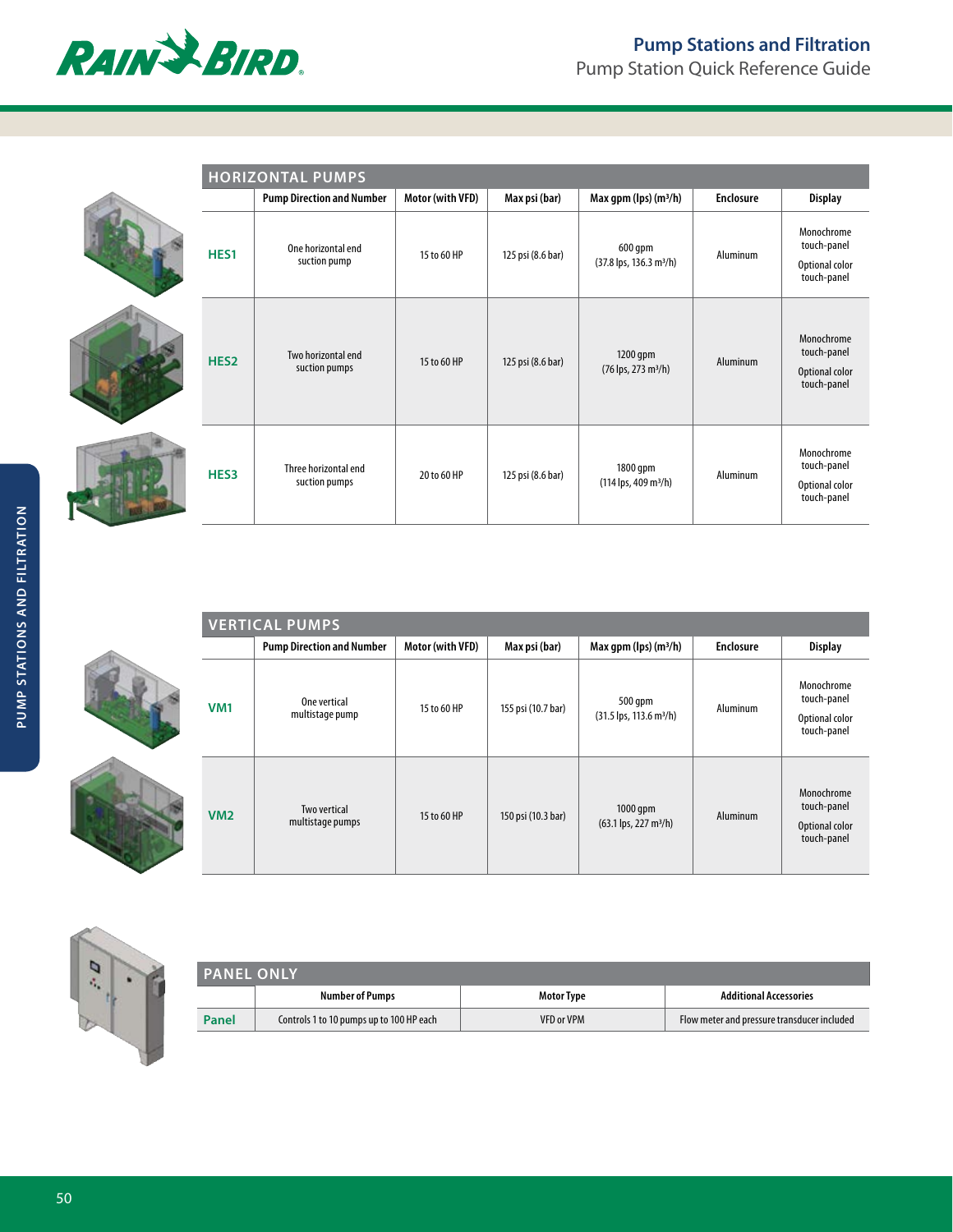# Pump Stations and Filtration

## Pump Station Quick Reference Guide

### HORIZONTAL PUMPS

| | Pump Direction and Number | Motor (with VFD) | Max psi (bar) | Max gpm (lps) (m³/h) | Enclosure | Display |
|---|---|---|---|---|---|---|
| **HES1** | One horizontal end suction pump | 15 to 60 HP | 125 psi (8.6 bar) | 600 gpm (37.8 lps, 136.3 m³/h) | Aluminum | Monochrome touch-panel Optional color touch-panel |
| **HES2** | Two horizontal end suction pumps | 15 to 60 HP | 125 psi (8.6 bar) | 1200 gpm (76 lps, 273 m³/h) | Aluminum | Monochrome touch-panel Optional color touch-panel |
| **HES3** | Three horizontal end suction pumps | 20 to 60 HP | 125 psi (8.6 bar) | 1800 gpm (114 lps, 409 m³/h) | Aluminum | Monochrome touch-panel Optional color touch-panel |

### VERTICAL PUMPS

| | Pump Direction and Number | Motor (with VFD) | Max psi (bar) | Max gpm (lps) (m³/h) | Enclosure | Display |
|---|---|---|---|---|---|---|
| **VM1** | One vertical multistage pump | 15 to 60 HP | 155 psi (10.7 bar) | 500 gpm (31.5 lps, 113.6 m³/h) | Aluminum | Monochrome touch-panel Optional color touch-panel |
| **VM2** | Two vertical multistage pumps | 15 to 60 HP | 150 psi (10.3 bar) | 1000 gpm (63.1 lps, 227 m³/h) | Aluminum | Monochrome touch-panel Optional color touch-panel |

### PANEL ONLY

| | Number of Pumps | Motor Type | Additional Accessories |
|---|---|---|---|
| **Panel** | Controls 1 to 10 pumps up to 100 HP each | VFD or VPM | Flow meter and pressure transducer included |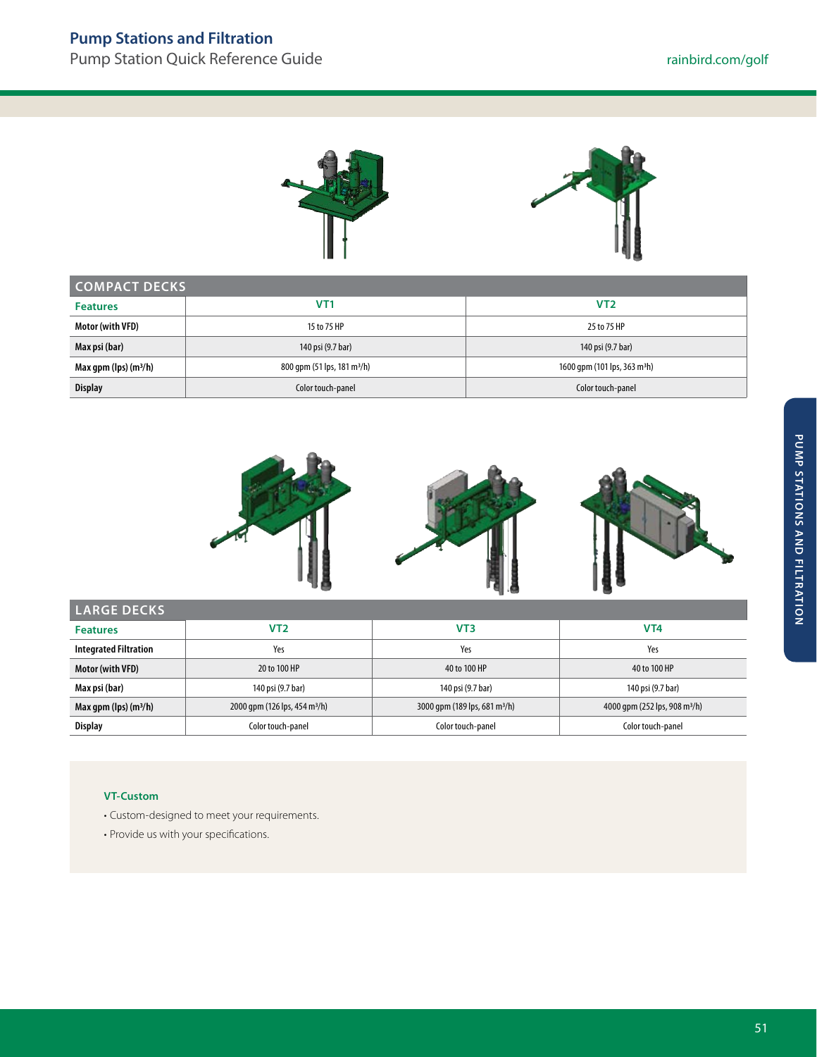# Pump Stations and Filtration

## Pump Station Quick Reference Guide

| COMPACT DECKS | | |
|---|---|---|
| **Features** | **VT1** | **VT2** |
| **Motor (with VFD)** | 15 to 75 HP | 25 to 75 HP |
| **Max psi (bar)** | 140 psi (9.7 bar) | 140 psi (9.7 bar) |
| **Max gpm (lps) ($m^3$/h)** | 800 gpm (51 lps, 181 $m^3$/h) | 1600 gpm (101 lps, 363 $m^3$h) |
| **Display** | Color touch-panel | Color touch-panel |

| LARGE DECKS | | | |
|---|---|---|---|
| **Features** | **VT2** | **VT3** | **VT4** |
| **Integrated Filtration** | Yes | Yes | Yes |
| **Motor (with VFD)** | 20 to 100 HP | 40 to 100 HP | 40 to 100 HP |
| **Max psi (bar)** | 140 psi (9.7 bar) | 140 psi (9.7 bar) | 140 psi (9.7 bar) |
| **Max gpm (lps) ($m^3$/h)** | 2000 gpm (126 lps, 454 $m^3$/h) | 3000 gpm (189 lps, 681 $m^3$/h) | 4000 gpm (252 lps, 908 $m^3$/h) |
| **Display** | Color touch-panel | Color touch-panel | Color touch-panel |

**VT-Custom**

- Custom-designed to meet your requirements.
- Provide us with your specifications.